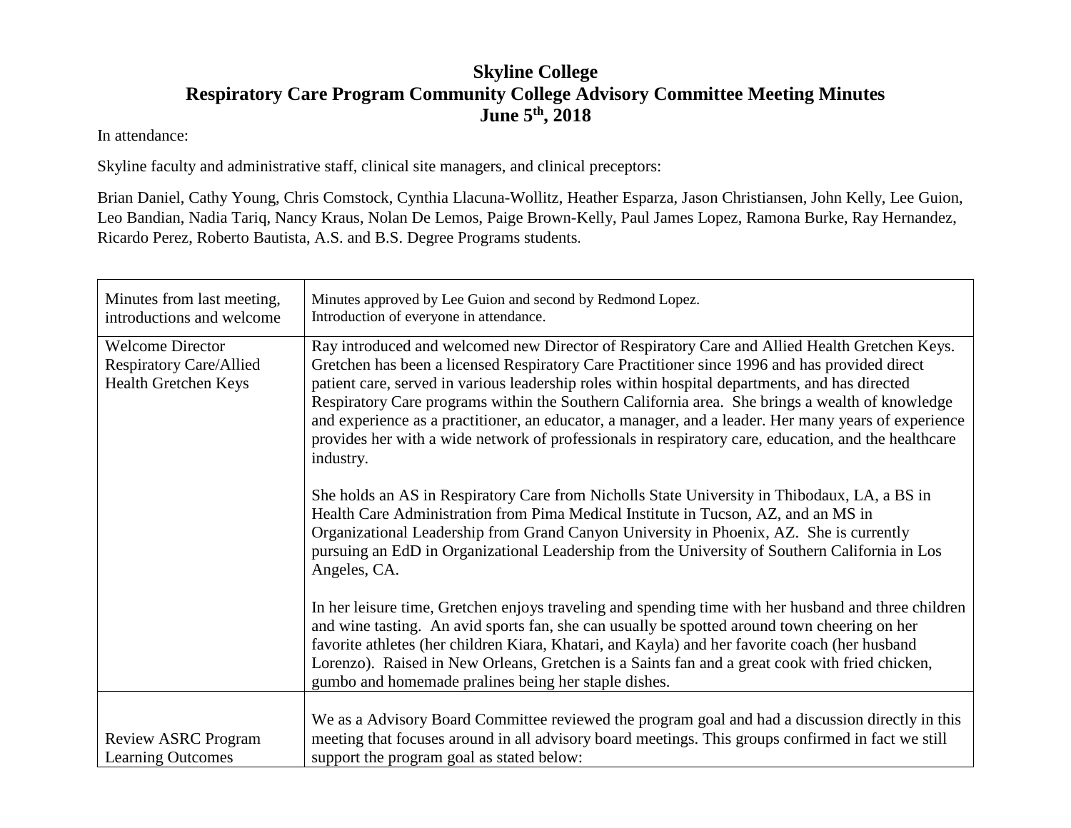# Skyline College
## Respiratory Care Program Community College Advisory Committee Meeting Minutes
### June 5th, 2018

In attendance:

Skyline faculty and administrative staff, clinical site managers, and clinical preceptors:

Brian Daniel, Cathy Young, Chris Comstock, Cynthia Llacuna-Wollitz, Heather Esparza, Jason Christiansen, John Kelly, Lee Guion, Leo Bandian, Nadia Tariq, Nancy Kraus, Nolan De Lemos, Paige Brown-Kelly, Paul James Lopez, Ramona Burke, Ray Hernandez, Ricardo Perez, Roberto Bautista, A.S. and B.S. Degree Programs students.

| | |
|---|---|
| Minutes from last meeting, introductions and welcome | Minutes approved by Lee Guion and second by Redmond Lopez.<br>Introduction of everyone in attendance. |
| Welcome Director Respiratory Care/Allied Health Gretchen Keys | Ray introduced and welcomed new Director of Respiratory Care and Allied Health Gretchen Keys. Gretchen has been a licensed Respiratory Care Practitioner since 1996 and has provided direct patient care, served in various leadership roles within hospital departments, and has directed Respiratory Care programs within the Southern California area. She brings a wealth of knowledge and experience as a practitioner, an educator, a manager, and a leader. Her many years of experience provides her with a wide network of professionals in respiratory care, education, and the healthcare industry.<br><br>She holds an AS in Respiratory Care from Nicholls State University in Thibodaux, LA, a BS in Health Care Administration from Pima Medical Institute in Tucson, AZ, and an MS in Organizational Leadership from Grand Canyon University in Phoenix, AZ. She is currently pursuing an EdD in Organizational Leadership from the University of Southern California in Los Angeles, CA.<br><br>In her leisure time, Gretchen enjoys traveling and spending time with her husband and three children and wine tasting. An avid sports fan, she can usually be spotted around town cheering on her favorite athletes (her children Kiara, Khatari, and Kayla) and her favorite coach (her husband Lorenzo). Raised in New Orleans, Gretchen is a Saints fan and a great cook with fried chicken, gumbo and homemade pralines being her staple dishes. |
| Review ASRC Program Learning Outcomes | We as a Advisory Board Committee reviewed the program goal and had a discussion directly in this meeting that focuses around in all advisory board meetings. This groups confirmed in fact we still support the program goal as stated below: |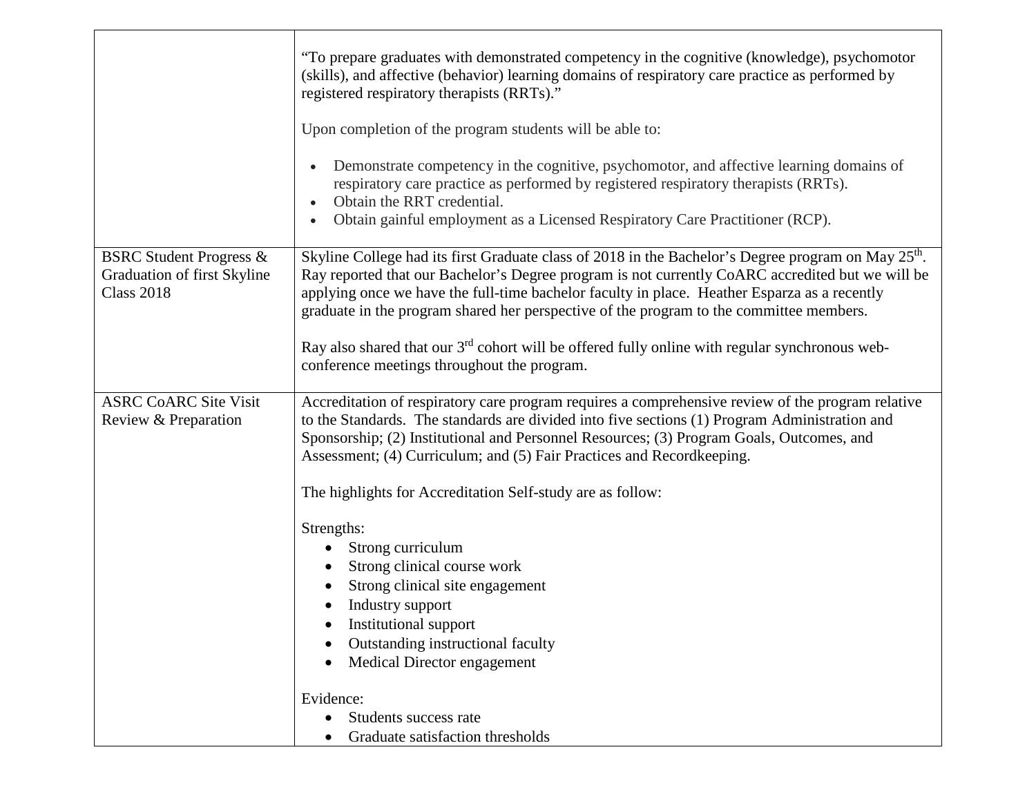| | |
|---|---|
| | "To prepare graduates with demonstrated competency in the cognitive (knowledge), psychomotor (skills), and affective (behavior) learning domains of respiratory care practice as performed by registered respiratory therapists (RRTs)."<br><br>Upon completion of the program students will be able to:<br><br>• Demonstrate competency in the cognitive, psychomotor, and affective learning domains of respiratory care practice as performed by registered respiratory therapists (RRTs).<br>• Obtain the RRT credential.<br>• Obtain gainful employment as a Licensed Respiratory Care Practitioner (RCP). |
| BSRC Student Progress & Graduation of first Skyline Class 2018 | Skyline College had its first Graduate class of 2018 in the Bachelor's Degree program on May 25th. Ray reported that our Bachelor's Degree program is not currently CoARC accredited but we will be applying once we have the full-time bachelor faculty in place. Heather Esparza as a recently graduate in the program shared her perspective of the program to the committee members.<br><br>Ray also shared that our 3rd cohort will be offered fully online with regular synchronous web-conference meetings throughout the program. |
| ASRC CoARC Site Visit Review & Preparation | Accreditation of respiratory care program requires a comprehensive review of the program relative to the Standards. The standards are divided into five sections (1) Program Administration and Sponsorship; (2) Institutional and Personnel Resources; (3) Program Goals, Outcomes, and Assessment; (4) Curriculum; and (5) Fair Practices and Recordkeeping.<br><br>The highlights for Accreditation Self-study are as follow:<br><br>Strengths:<br>• Strong curriculum<br>• Strong clinical course work<br>• Strong clinical site engagement<br>• Industry support<br>• Institutional support<br>• Outstanding instructional faculty<br>• Medical Director engagement<br><br>Evidence:<br>• Students success rate<br>• Graduate satisfaction thresholds |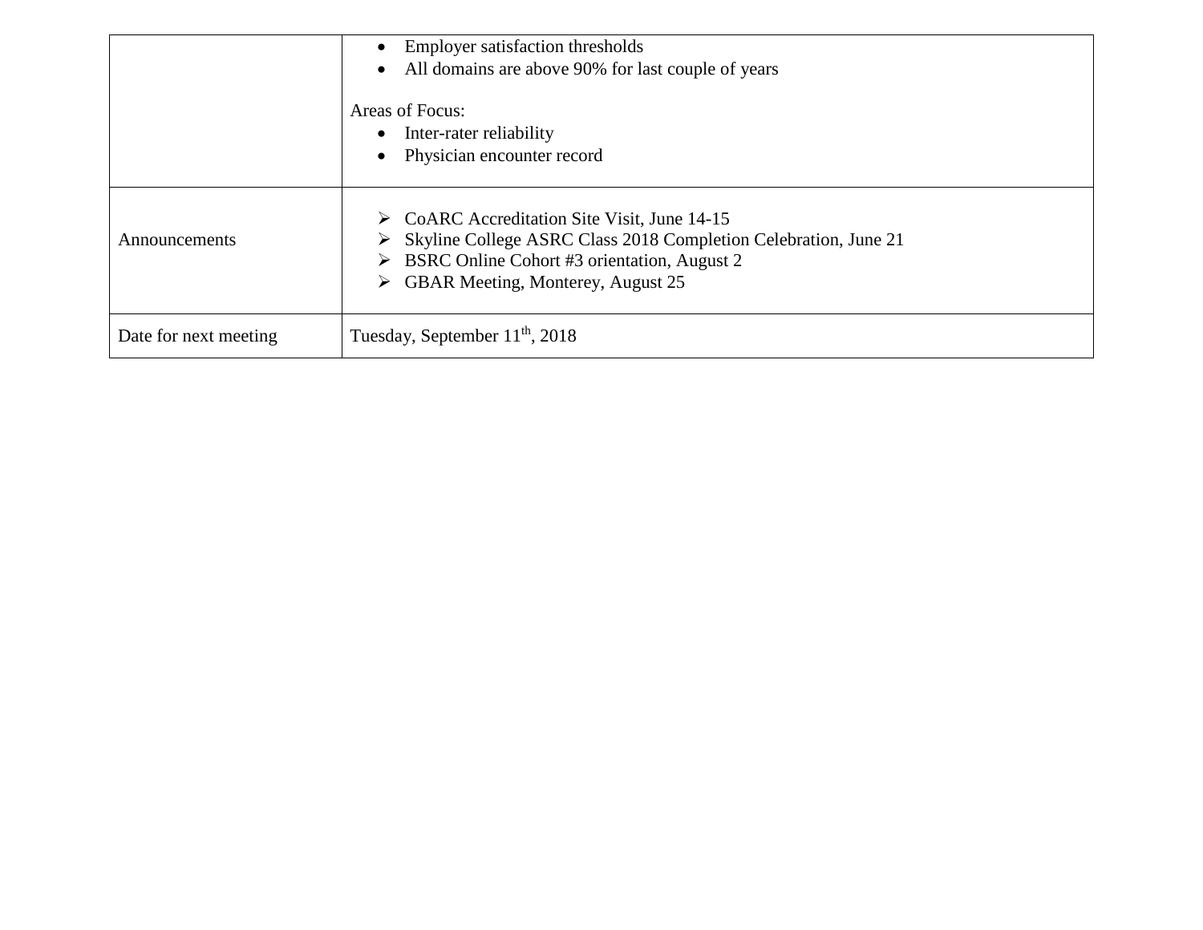| | |
|---|---|
| | • Employer satisfaction thresholds<br>• All domains are above 90% for last couple of years<br><br>Areas of Focus:<br>• Inter-rater reliability<br>• Physician encounter record |
| Announcements | ➢ CoARC Accreditation Site Visit, June 14-15<br>➢ Skyline College ASRC Class 2018 Completion Celebration, June 21<br>➢ BSRC Online Cohort #3 orientation, August 2<br>➢ GBAR Meeting, Monterey, August 25 |
| Date for next meeting | Tuesday, September 11th, 2018 |